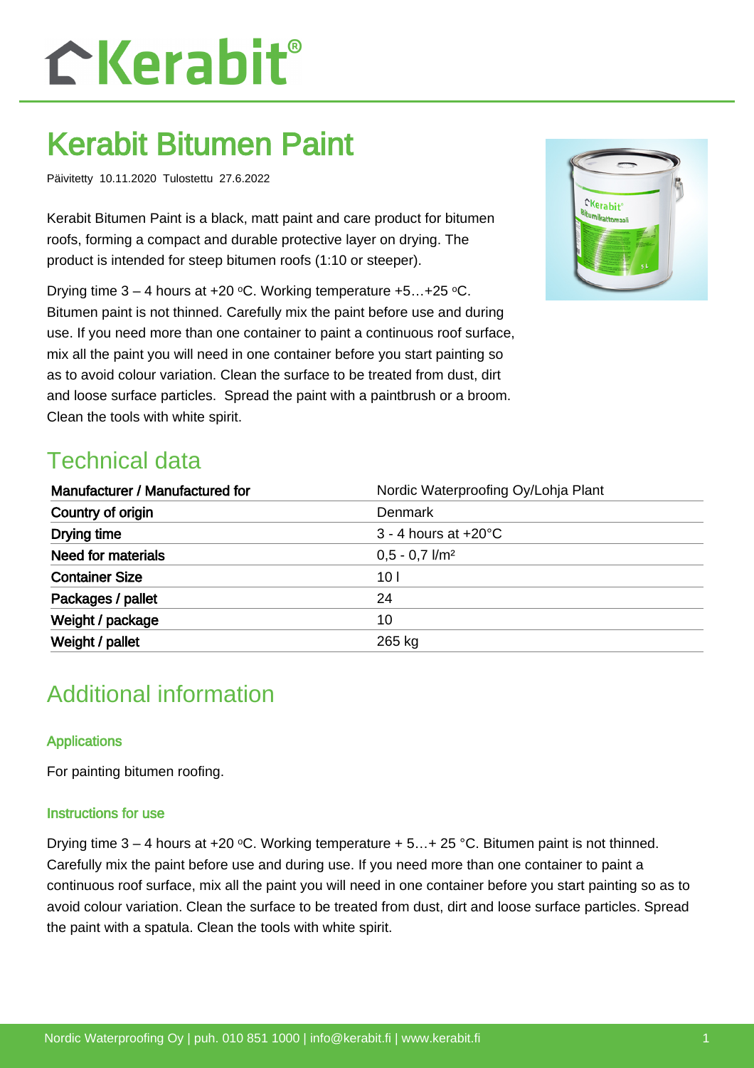# Kerabit Bitumen Paint

Päivitetty 10.11.2020 Tulostettu 27.6.2022

Kerabit Bitumen Paint is a black, matt paint and care product for bitumen roofs, forming a compact and durable protective layer on drying. The product is intended for steep bitumen roofs (1:10 or steeper).

Drying time 3 – 4 hours at +20 °C. Working temperature +5…+25 °C. Bitumen paint is not thinned. Carefully mix the paint before use and during use. If you need more than one container to paint a continuous roof surface, mix all the paint you will need in one container before you start painting so as to avoid colour variation. Clean the surface to be treated from dust, dirt and loose surface particles. Spread the paint with a paintbrush or a broom. Clean the tools with white spirit.

## Technical data

| | |
|---|---|
| **Manufacturer / Manufactured for** | Nordic Waterproofing Oy/Lohja Plant |
| **Country of origin** | Denmark |
| **Drying time** | 3 - 4 hours at +20°C |
| **Need for materials** | 0,5 - 0,7 l/m² |
| **Container Size** | 10 l |
| **Packages / pallet** | 24 |
| **Weight / package** | 10 |
| **Weight / pallet** | 265 kg |

## Additional information

### Applications

For painting bitumen roofing.

### Instructions for use

Drying time 3 – 4 hours at +20 °C. Working temperature + 5…+ 25 °C. Bitumen paint is not thinned. Carefully mix the paint before use and during use. If you need more than one container to paint a continuous roof surface, mix all the paint you will need in one container before you start painting so as to avoid colour variation. Clean the surface to be treated from dust, dirt and loose surface particles. Spread the paint with a spatula. Clean the tools with white spirit.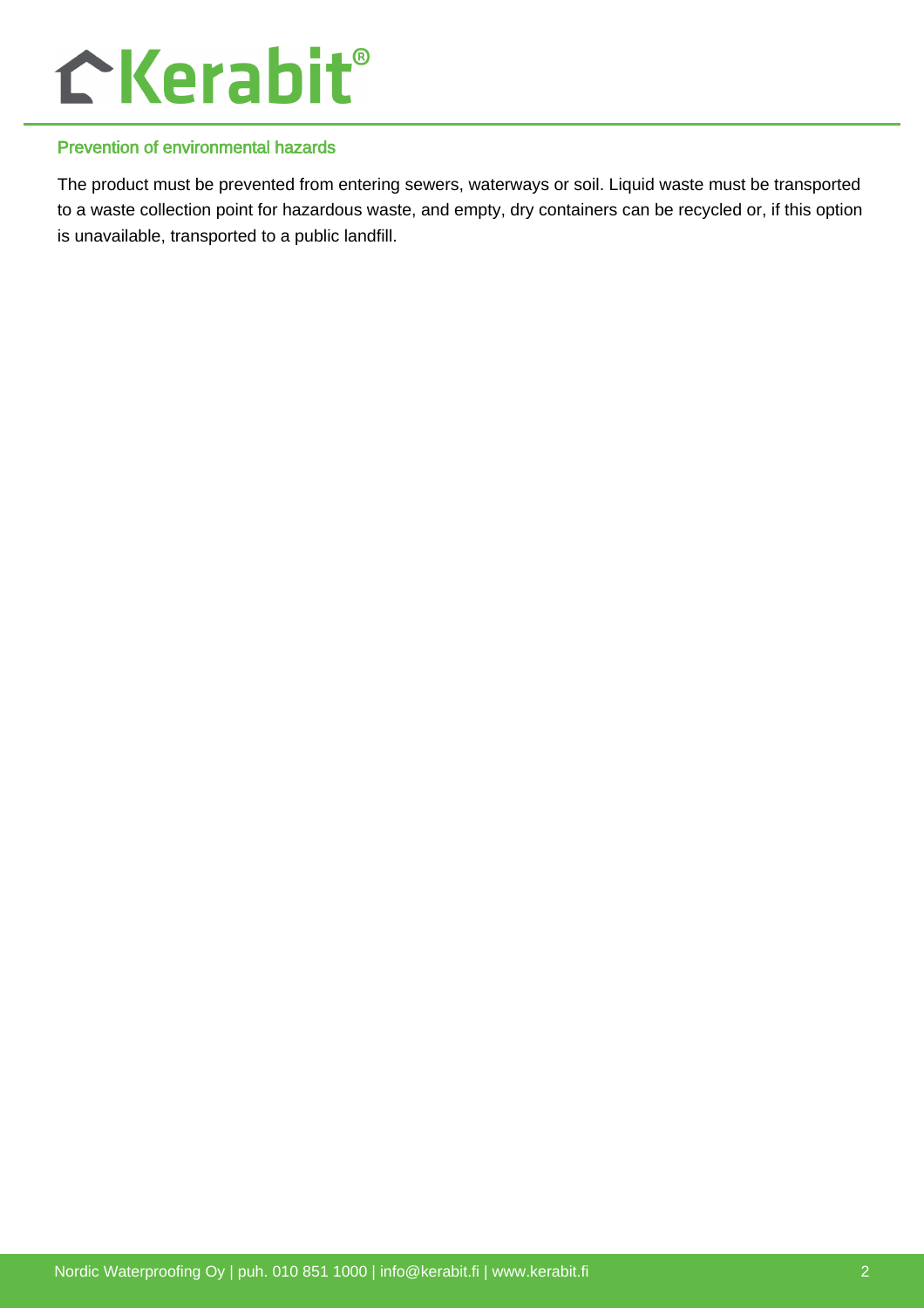## Prevention of environmental hazards

The product must be prevented from entering sewers, waterways or soil. Liquid waste must be transported to a waste collection point for hazardous waste, and empty, dry containers can be recycled or, if this option is unavailable, transported to a public landfill.